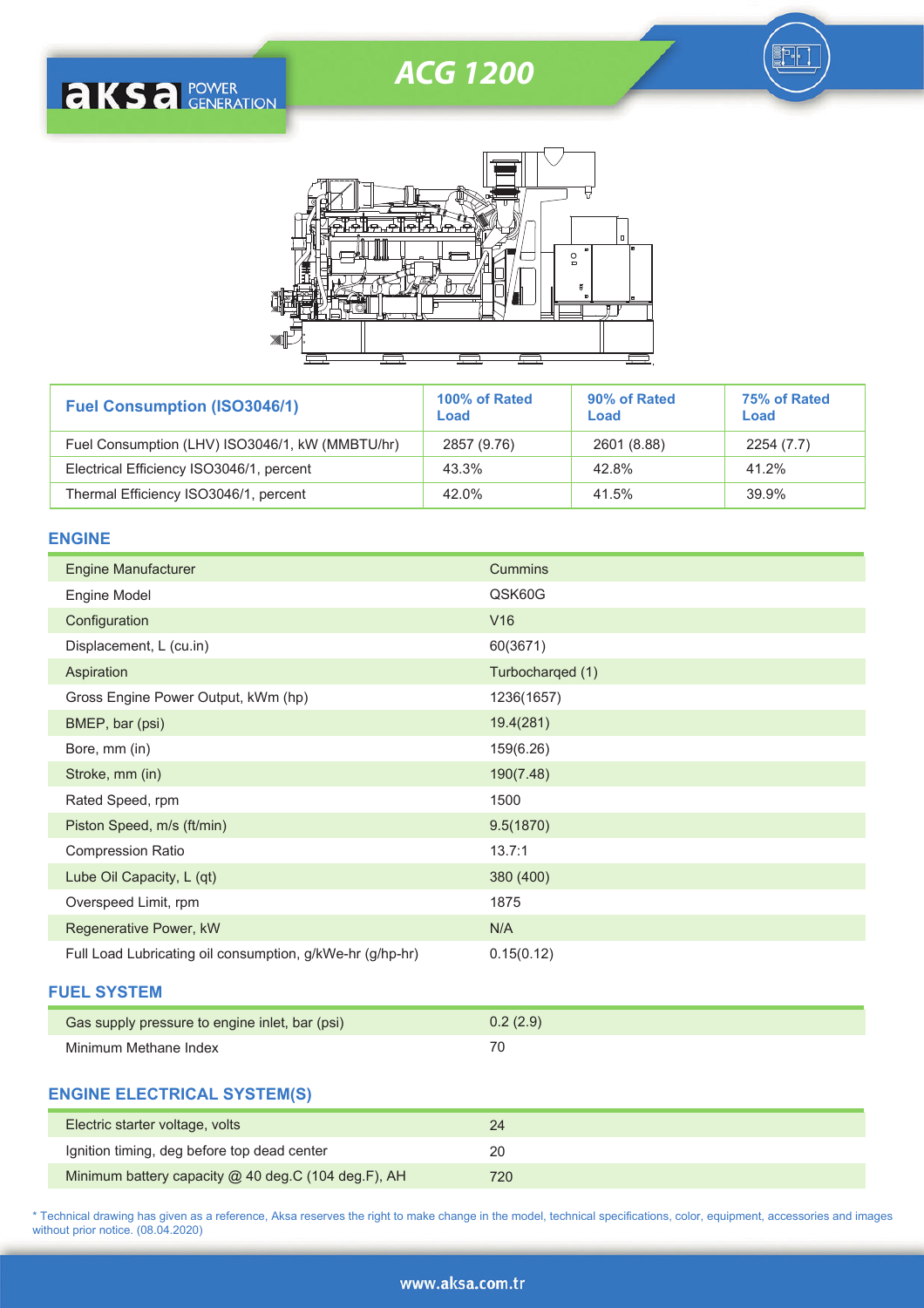# ACG 1200

| Fuel Consumption (ISO3046/1) | 100% of Rated Load | 90% of Rated Load | 75% of Rated Load |
|---|---|---|---|
| Fuel Consumption (LHV) ISO3046/1, kW (MMBTU/hr) | 2857 (9.76) | 2601 (8.88) | 2254 (7.7) |
| Electrical Efficiency ISO3046/1, percent | 43.3% | 42.8% | 41.2% |
| Thermal Efficiency ISO3046/1, percent | 42.0% | 41.5% | 39.9% |

## ENGINE

| | |
|---|---|
| Engine Manufacturer | Cummins |
| Engine Model | QSK60G |
| Configuration | V16 |
| Displacement, L (cu.in) | 60(3671) |
| Aspiration | Turbocharqed (1) |
| Gross Engine Power Output, kWm (hp) | 1236(1657) |
| BMEP, bar (psi) | 19.4(281) |
| Bore, mm (in) | 159(6.26) |
| Stroke, mm (in) | 190(7.48) |
| Rated Speed, rpm | 1500 |
| Piston Speed, m/s (ft/min) | 9.5(1870) |
| Compression Ratio | 13.7:1 |
| Lube Oil Capacity, L (qt) | 380 (400) |
| Overspeed Limit, rpm | 1875 |
| Regenerative Power, kW | N/A |
| Full Load Lubricating oil consumption, g/kWe-hr (g/hp-hr) | 0.15(0.12) |

## FUEL SYSTEM

| | |
|---|---|
| Gas supply pressure to engine inlet, bar (psi) | 0.2 (2.9) |
| Minimum Methane Index | 70 |

## ENGINE ELECTRICAL SYSTEM(S)

| | |
|---|---|
| Electric starter voltage, volts | 24 |
| Ignition timing, deg before top dead center | 20 |
| Minimum battery capacity @ 40 deg.C (104 deg.F), AH | 720 |

* Technical drawing has given as a reference, Aksa reserves the right to make change in the model, technical specifications, color, equipment, accessories and images without prior notice. (08.04.2020)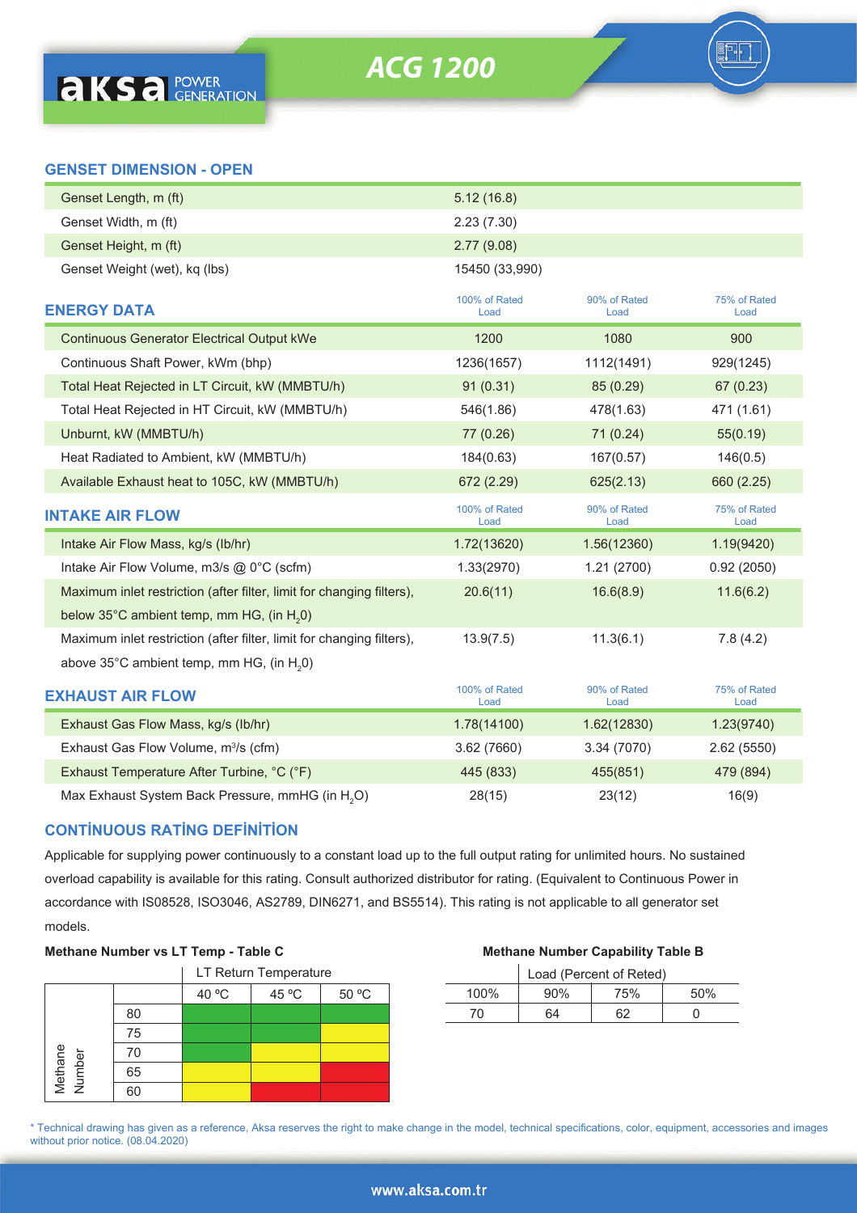## GENSET DIMENSION - OPEN

| | |
|---|---|
| Genset Length, m (ft) | 5.12 (16.8) |
| Genset Width, m (ft) | 2.23 (7.30) |
| Genset Height, m (ft) | 2.77 (9.08) |
| Genset Weight (wet), kq (lbs) | 15450 (33,990) |

## ENERGY DATA

| | 100% of Rated Load | 90% of Rated Load | 75% of Rated Load |
|---|---|---|---|
| Continuous Generator Electrical Output kWe | 1200 | 1080 | 900 |
| Continuous Shaft Power, kWm (bhp) | 1236(1657) | 1112(1491) | 929(1245) |
| Total Heat Rejected in LT Circuit, kW (MMBTU/h) | 91 (0.31) | 85 (0.29) | 67 (0.23) |
| Total Heat Rejected in HT Circuit, kW (MMBTU/h) | 546(1.86) | 478(1.63) | 471 (1.61) |
| Unburnt, kW (MMBTU/h) | 77 (0.26) | 71 (0.24) | 55(0.19) |
| Heat Radiated to Ambient, kW (MMBTU/h) | 184(0.63) | 167(0.57) | 146(0.5) |
| Available Exhaust heat to 105C, kW (MMBTU/h) | 672 (2.29) | 625(2.13) | 660 (2.25) |

## INTAKE AIR FLOW

| | 100% of Rated Load | 90% of Rated Load | 75% of Rated Load |
|---|---|---|---|
| Intake Air Flow Mass, kg/s (lb/hr) | 1.72(13620) | 1.56(12360) | 1.19(9420) |
| Intake Air Flow Volume, m3/s @ 0°C (scfm) | 1.33(2970) | 1.21 (2700) | 0.92 (2050) |
| Maximum inlet restriction (after filter, limit for changing filters), below 35°C ambient temp, mm HG, (in $H_2$0) | 20.6(11) | 16.6(8.9) | 11.6(6.2) |
| Maximum inlet restriction (after filter, limit for changing filters), above 35°C ambient temp, mm HG, (in $H_2$0) | 13.9(7.5) | 11.3(6.1) | 7.8 (4.2) |

## EXHAUST AIR FLOW

| | 100% of Rated Load | 90% of Rated Load | 75% of Rated Load |
|---|---|---|---|
| Exhaust Gas Flow Mass, kg/s (lb/hr) | 1.78(14100) | 1.62(12830) | 1.23(9740) |
| Exhaust Gas Flow Volume, m³/s (cfm) | 3.62 (7660) | 3.34 (7070) | 2.62 (5550) |
| Exhaust Temperature After Turbine, °C (°F) | 445 (833) | 455(851) | 479 (894) |
| Max Exhaust System Back Pressure, mmHG (in $H_2O$) | 28(15) | 23(12) | 16(9) |

## CONTİNUOUS RATİNG DEFİNİTİON

Applicable for supplying power continuously to a constant load up to the full output rating for unlimited hours. No sustained overload capability is available for this rating. Consult authorized distributor for rating. (Equivalent to Continuous Power in accordance with IS08528, ISO3046, AS2789, DIN6271, and BS5514). This rating is not applicable to all generator set models.

**Methane Number vs LT Temp - Table C**

| Methane Number | LT Return Temperature 40 °C | 45 °C | 50 °C |
|---|---|---|---|
| 80 | Green | Green | Green |
| 75 | Green | Green | Yellow |
| 70 | Green | Yellow | Yellow |
| 65 | Yellow | Yellow | Red |
| 60 | Yellow | Red | Red |

**Methane Number Capability Table B**

| Load (Percent of Reted) 100% | 90% | 75% | 50% |
|---|---|---|---|
| 70 | 64 | 62 | 0 |

\* Technical drawing has given as a reference, Aksa reserves the right to make change in the model, technical specifications, color, equipment, accessories and images without prior notice. (08.04.2020)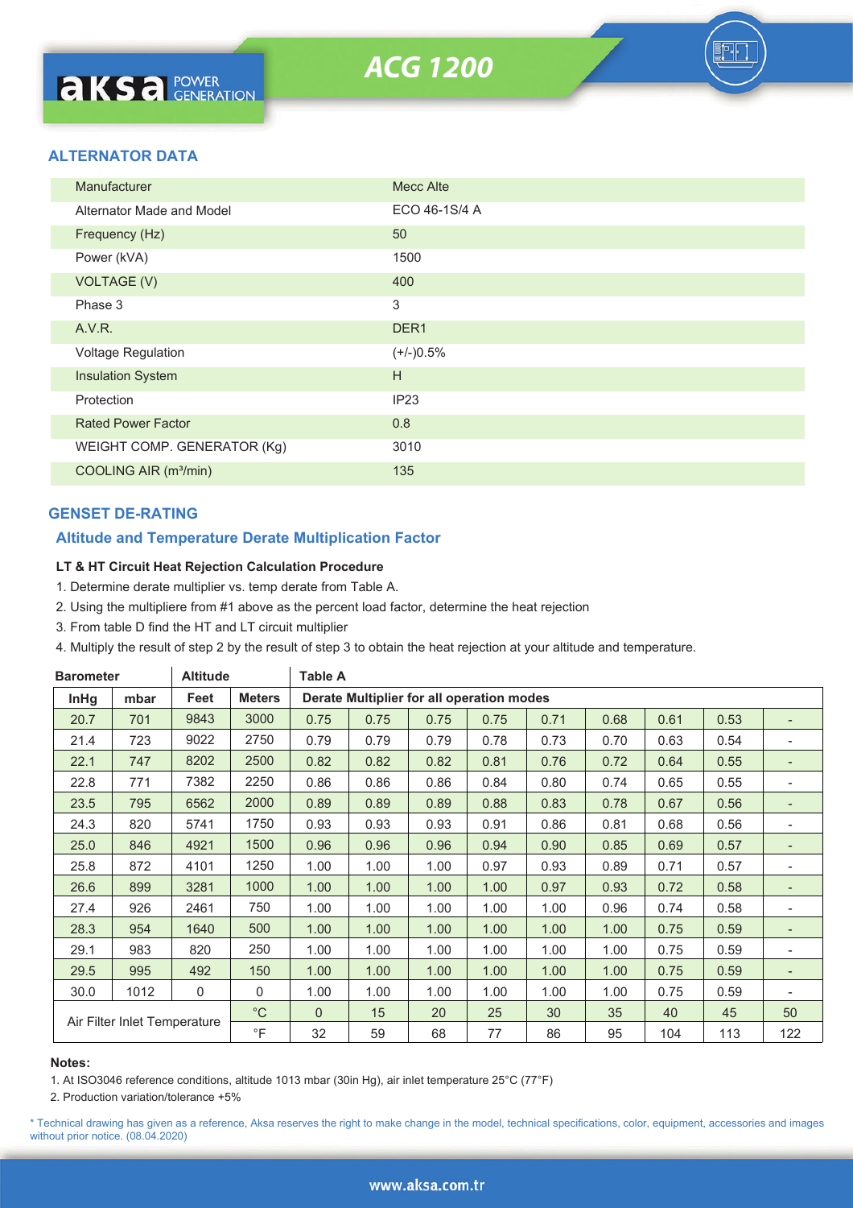## ALTERNATOR DATA

| | |
|---|---|
| Manufacturer | Mecc Alte |
| Alternator Made and Model | ECO 46-1S/4 A |
| Frequency (Hz) | 50 |
| Power (kVA) | 1500 |
| VOLTAGE (V) | 400 |
| Phase 3 | 3 |
| A.V.R. | DER1 |
| Voltage Regulation | (+/-)0.5% |
| Insulation System | H |
| Protection | IP23 |
| Rated Power Factor | 0.8 |
| WEIGHT COMP. GENERATOR (Kg) | 3010 |
| COOLING AIR ($m^3$/min) | 135 |

## GENSET DE-RATING

### Altitude and Temperature Derate Multiplication Factor

**LT & HT Circuit Heat Rejection Calculation Procedure**

1. Determine derate multiplier vs. temp derate from Table A.
2. Using the multipliere from #1 above as the percent load factor, determine the heat rejection
3. From table D find the HT and LT circuit multiplier
4. Multiply the result of step 2 by the result of step 3 to obtain the heat rejection at your altitude and temperature.

| Barometer | | Altitude | | Table A | | | | | | | | |
|---|---|---|---|---|---|---|---|---|---|---|---|---|
| InHg | mbar | Feet | Meters | Derate Multiplier for all operation modes | | | | | | | | |
| 20.7 | 701 | 9843 | 3000 | 0.75 | 0.75 | 0.75 | 0.75 | 0.71 | 0.68 | 0.61 | 0.53 | - |
| 21.4 | 723 | 9022 | 2750 | 0.79 | 0.79 | 0.79 | 0.78 | 0.73 | 0.70 | 0.63 | 0.54 | - |
| 22.1 | 747 | 8202 | 2500 | 0.82 | 0.82 | 0.82 | 0.81 | 0.76 | 0.72 | 0.64 | 0.55 | - |
| 22.8 | 771 | 7382 | 2250 | 0.86 | 0.86 | 0.86 | 0.84 | 0.80 | 0.74 | 0.65 | 0.55 | - |
| 23.5 | 795 | 6562 | 2000 | 0.89 | 0.89 | 0.89 | 0.88 | 0.83 | 0.78 | 0.67 | 0.56 | - |
| 24.3 | 820 | 5741 | 1750 | 0.93 | 0.93 | 0.93 | 0.91 | 0.86 | 0.81 | 0.68 | 0.56 | - |
| 25.0 | 846 | 4921 | 1500 | 0.96 | 0.96 | 0.96 | 0.94 | 0.90 | 0.85 | 0.69 | 0.57 | - |
| 25.8 | 872 | 4101 | 1250 | 1.00 | 1.00 | 1.00 | 0.97 | 0.93 | 0.89 | 0.71 | 0.57 | - |
| 26.6 | 899 | 3281 | 1000 | 1.00 | 1.00 | 1.00 | 1.00 | 0.97 | 0.93 | 0.72 | 0.58 | - |
| 27.4 | 926 | 2461 | 750 | 1.00 | 1.00 | 1.00 | 1.00 | 1.00 | 0.96 | 0.74 | 0.58 | - |
| 28.3 | 954 | 1640 | 500 | 1.00 | 1.00 | 1.00 | 1.00 | 1.00 | 1.00 | 0.75 | 0.59 | - |
| 29.1 | 983 | 820 | 250 | 1.00 | 1.00 | 1.00 | 1.00 | 1.00 | 1.00 | 0.75 | 0.59 | - |
| 29.5 | 995 | 492 | 150 | 1.00 | 1.00 | 1.00 | 1.00 | 1.00 | 1.00 | 0.75 | 0.59 | - |
| 30.0 | 1012 | 0 | 0 | 1.00 | 1.00 | 1.00 | 1.00 | 1.00 | 1.00 | 0.75 | 0.59 | - |
| Air Filter Inlet Temperature | | | °C | 0 | 15 | 20 | 25 | 30 | 35 | 40 | 45 | 50 |
| | | | °F | 32 | 59 | 68 | 77 | 86 | 95 | 104 | 113 | 122 |

**Notes:**

1. At ISO3046 reference conditions, altitude 1013 mbar (30in Hg), air inlet temperature 25°C (77°F)
2. Production variation/tolerance +5%

* Technical drawing has given as a reference, Aksa reserves the right to make change in the model, technical specifications, color, equipment, accessories and images without prior notice. (08.04.2020)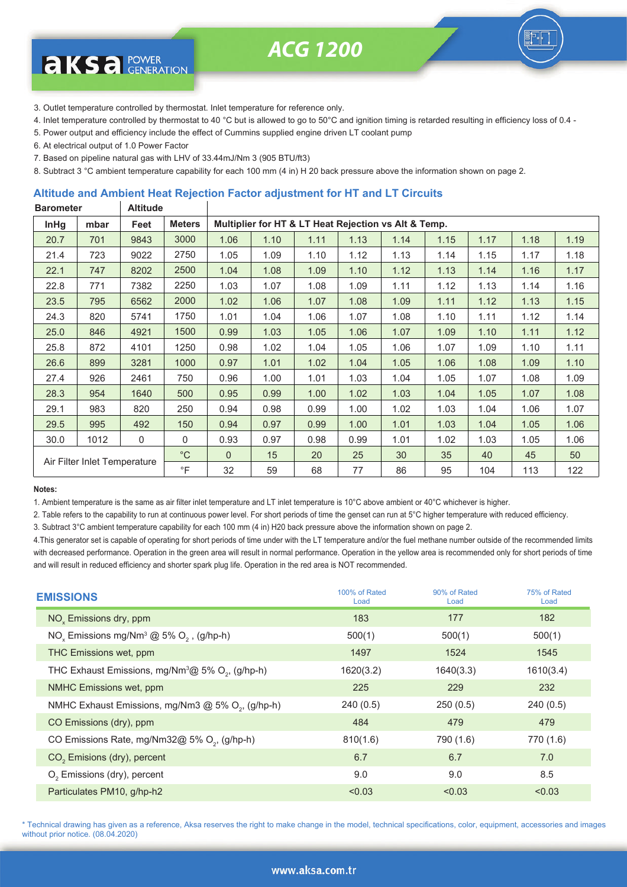3. Outlet temperature controlled by thermostat. Inlet temperature for reference only.

4. Inlet temperature controlled by thermostat to 40 °C but is allowed to go to 50°C and ignition timing is retarded resulting in efficiency loss of 0.4 -

5. Power output and efficiency include the effect of Cummins supplied engine driven LT coolant pump

6. At electrical output of 1.0 Power Factor

7. Based on pipeline natural gas with LHV of 33.44mJ/Nm 3 (905 BTU/ft3)

8. Subtract 3 °C ambient temperature capability for each 100 mm (4 in) H 20 back pressure above the information shown on page 2.

## Altitude and Ambient Heat Rejection Factor adjustment for HT and LT Circuits

| Barometer | | Altitude | | | | | | | | | | |
|---|---|---|---|---|---|---|---|---|---|---|---|---|
| InHg | mbar | Feet | Meters | Multiplier for HT & LT Heat Rejection vs Alt & Temp. | | | | | | | | |
| 20.7 | 701 | 9843 | 3000 | 1.06 | 1.10 | 1.11 | 1.13 | 1.14 | 1.15 | 1.17 | 1.18 | 1.19 |
| 21.4 | 723 | 9022 | 2750 | 1.05 | 1.09 | 1.10 | 1.12 | 1.13 | 1.14 | 1.15 | 1.17 | 1.18 |
| 22.1 | 747 | 8202 | 2500 | 1.04 | 1.08 | 1.09 | 1.10 | 1.12 | 1.13 | 1.14 | 1.16 | 1.17 |
| 22.8 | 771 | 7382 | 2250 | 1.03 | 1.07 | 1.08 | 1.09 | 1.11 | 1.12 | 1.13 | 1.14 | 1.16 |
| 23.5 | 795 | 6562 | 2000 | 1.02 | 1.06 | 1.07 | 1.08 | 1.09 | 1.11 | 1.12 | 1.13 | 1.15 |
| 24.3 | 820 | 5741 | 1750 | 1.01 | 1.04 | 1.06 | 1.07 | 1.08 | 1.10 | 1.11 | 1.12 | 1.14 |
| 25.0 | 846 | 4921 | 1500 | 0.99 | 1.03 | 1.05 | 1.06 | 1.07 | 1.09 | 1.10 | 1.11 | 1.12 |
| 25.8 | 872 | 4101 | 1250 | 0.98 | 1.02 | 1.04 | 1.05 | 1.06 | 1.07 | 1.09 | 1.10 | 1.11 |
| 26.6 | 899 | 3281 | 1000 | 0.97 | 1.01 | 1.02 | 1.04 | 1.05 | 1.06 | 1.08 | 1.09 | 1.10 |
| 27.4 | 926 | 2461 | 750 | 0.96 | 1.00 | 1.01 | 1.03 | 1.04 | 1.05 | 1.07 | 1.08 | 1.09 |
| 28.3 | 954 | 1640 | 500 | 0.95 | 0.99 | 1.00 | 1.02 | 1.03 | 1.04 | 1.05 | 1.07 | 1.08 |
| 29.1 | 983 | 820 | 250 | 0.94 | 0.98 | 0.99 | 1.00 | 1.02 | 1.03 | 1.04 | 1.06 | 1.07 |
| 29.5 | 995 | 492 | 150 | 0.94 | 0.97 | 0.99 | 1.00 | 1.01 | 1.03 | 1.04 | 1.05 | 1.06 |
| 30.0 | 1012 | 0 | 0 | 0.93 | 0.97 | 0.98 | 0.99 | 1.01 | 1.02 | 1.03 | 1.05 | 1.06 |
| Air Filter Inlet Temperature | | | °C | 0 | 15 | 20 | 25 | 30 | 35 | 40 | 45 | 50 |
| | | | °F | 32 | 59 | 68 | 77 | 86 | 95 | 104 | 113 | 122 |

**Notes:**

1. Ambient temperature is the same as air filter inlet temperature and LT inlet temperature is 10°C above ambient or 40°C whichever is higher.

2. Table refers to the capability to run at continuous power level. For short periods of time the genset can run at 5°C higher temperature with reduced efficiency.

3. Subtract 3°C ambient temperature capability for each 100 mm (4 in) H20 back pressure above the information shown on page 2.

4.This generator set is capable of operating for short periods of time under with the LT temperature and/or the fuel methane number outside of the recommended limits with decreased performance. Operation in the green area will result in normal performance. Operation in the yellow area is recommended only for short periods of time and will result in reduced efficiency and shorter spark plug life. Operation in the red area is NOT recommended.

| EMISSIONS | 100% of Rated Load | 90% of Rated Load | 75% of Rated Load |
|---|---|---|---|
| $NO_x$ Emissions dry, ppm | 183 | 177 | 182 |
| $NO_x$ Emissions mg/Nm³ @ 5% $O_2$ , (g/hp-h) | 500(1) | 500(1) | 500(1) |
| THC Emissions wet, ppm | 1497 | 1524 | 1545 |
| THC Exhaust Emissions, mg/Nm³@ 5% $O_2$, (g/hp-h) | 1620(3.2) | 1640(3.3) | 1610(3.4) |
| NMHC Emissions wet, ppm | 225 | 229 | 232 |
| NMHC Exhaust Emissions, mg/Nm3 @ 5% $O_2$, (g/hp-h) | 240 (0.5) | 250 (0.5) | 240 (0.5) |
| CO Emissions (dry), ppm | 484 | 479 | 479 |
| CO Emissions Rate, mg/Nm32@ 5% $O_2$, (g/hp-h) | 810(1.6) | 790 (1.6) | 770 (1.6) |
| $CO_2$ Emisions (dry), percent | 6.7 | 6.7 | 7.0 |
| $O_2$ Emissions (dry), percent | 9.0 | 9.0 | 8.5 |
| Particulates PM10, g/hp-h2 | <0.03 | <0.03 | <0.03 |

* Technical drawing has given as a reference, Aksa reserves the right to make change in the model, technical specifications, color, equipment, accessories and images without prior notice. (08.04.2020)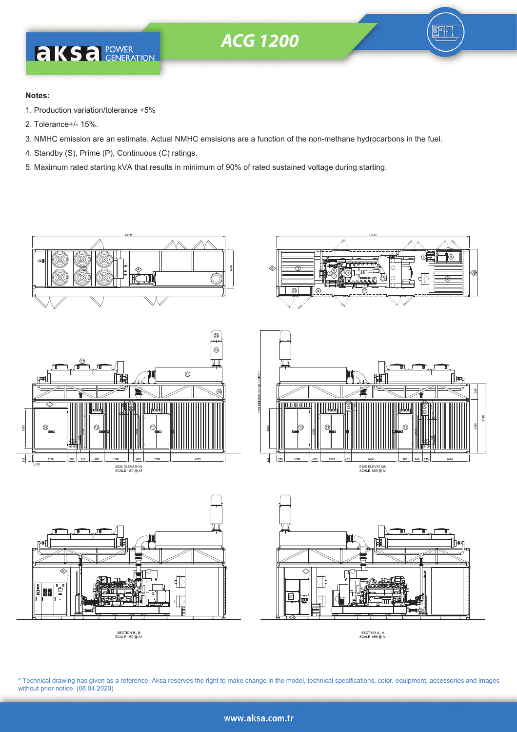# ACG 1200

**Notes:**

1. Production variation/tolerance +5%
2. Tolerance+/- 15%.
3. NMHC emission are an estimate. Actual NMHC emsisions are a function of the non-methane hydrocarbons in the fuel.
4. Standby (S), Prime (P), Continuous (C) ratings.
5. Maximum rated starting kVA that results in minimum of 90% of rated sustained voltage during starting.

SIDE ELEVATION
SCALE 1:50 @ A1

SIDE ELEVATION
SCALE 1:50 @ A1

SECTION B - B
SCALE 1:50 @ A1

SECTION A - A
SCALE 1:50 @ A1

* Technical drawing has given as a reference, Aksa reserves the right to make change in the model, technical specifications, color, equipment, accessories and images without prior notice. (08.04.2020)

www.aksa.com.tr